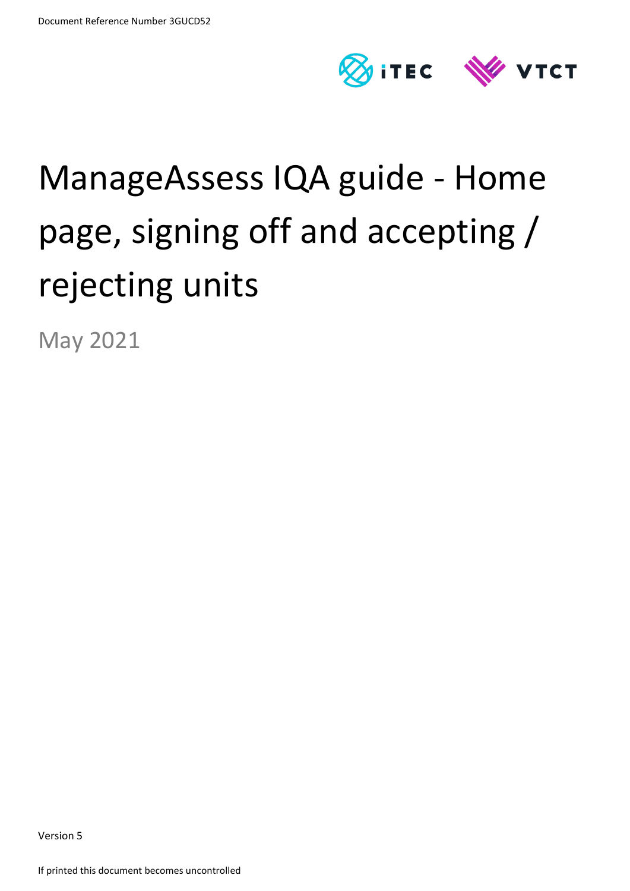Document Reference Number 3GUCD52

# ManageAssess IQA guide - Home page, signing off and accepting / rejecting units

May 2021

Version 5

If printed this document becomes uncontrolled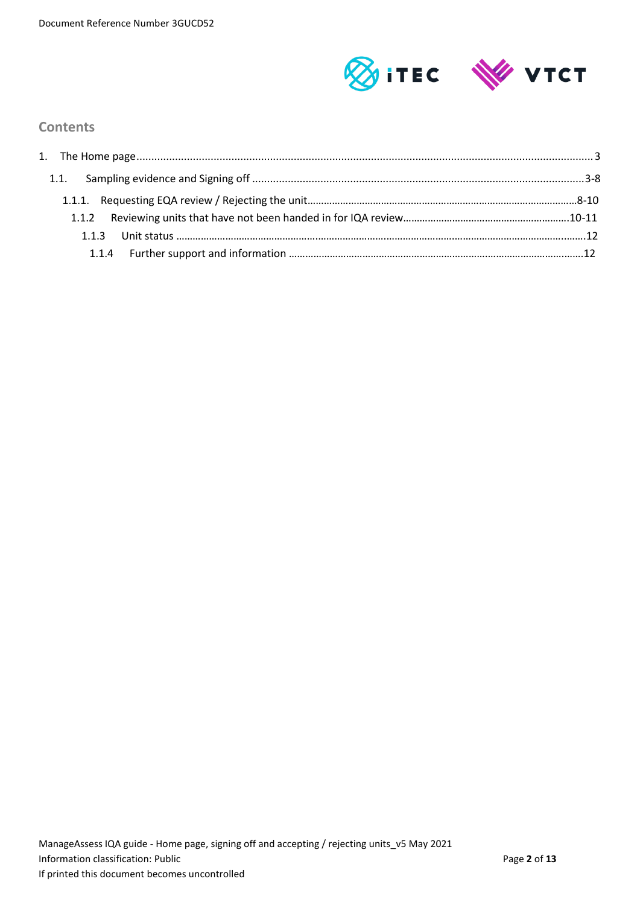## Contents

1. The Home page ..... 3
   - 1.1. Sampling evidence and Signing off ..... 3-8
     - 1.1.1. Requesting EQA review / Rejecting the unit ..... 8-10
     - 1.1.2 Reviewing units that have not been handed in for IQA review ..... 10-11
     - 1.1.3 Unit status ..... 12
     - 1.1.4 Further support and information ..... 12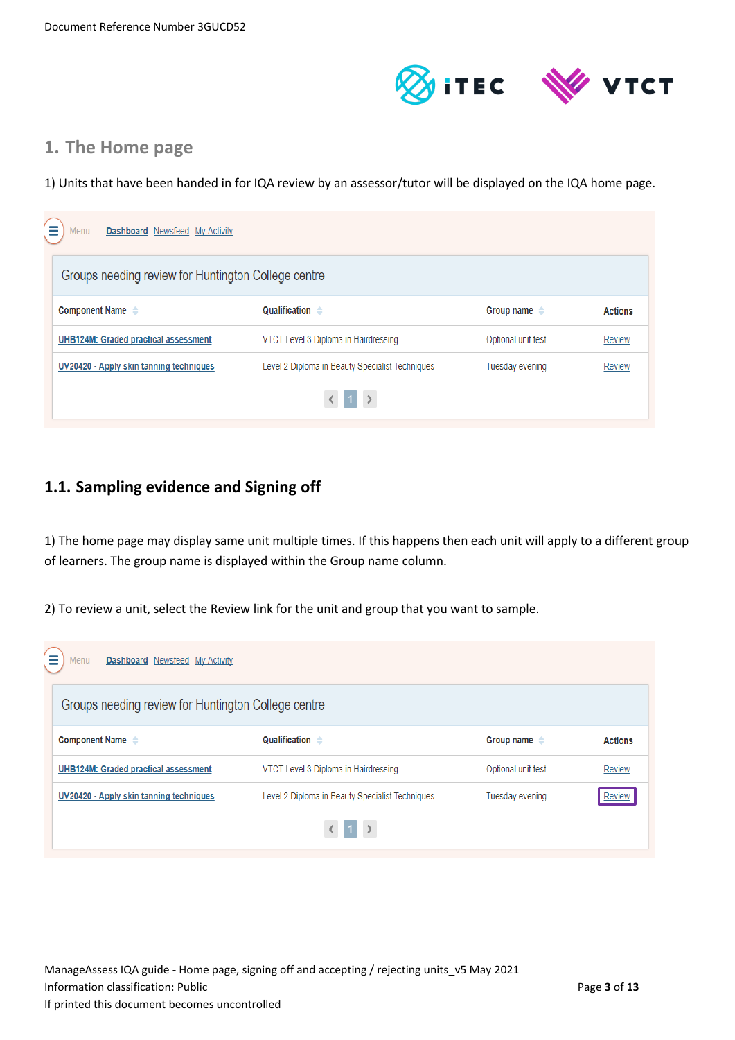# 1. The Home page

1) Units that have been handed in for IQA review by an assessor/tutor will be displayed on the IQA home page.

Menu Dashboard Newsfeed My Activity

Groups needing review for Huntington College centre

| Component Name | Qualification | Group name | Actions |
|---|---|---|---|
| UHB124M: Graded practical assessment | VTCT Level 3 Diploma in Hairdressing | Optional unit test | Review |
| UV20420 - Apply skin tanning techniques | Level 2 Diploma in Beauty Specialist Techniques | Tuesday evening | Review |

## 1.1. Sampling evidence and Signing off

1) The home page may display same unit multiple times. If this happens then each unit will apply to a different group of learners. The group name is displayed within the Group name column.

2) To review a unit, select the Review link for the unit and group that you want to sample.

Menu Dashboard Newsfeed My Activity

Groups needing review for Huntington College centre

| Component Name | Qualification | Group name | Actions |
|---|---|---|---|
| UHB124M: Graded practical assessment | VTCT Level 3 Diploma in Hairdressing | Optional unit test | Review |
| UV20420 - Apply skin tanning techniques | Level 2 Diploma in Beauty Specialist Techniques | Tuesday evening | Review |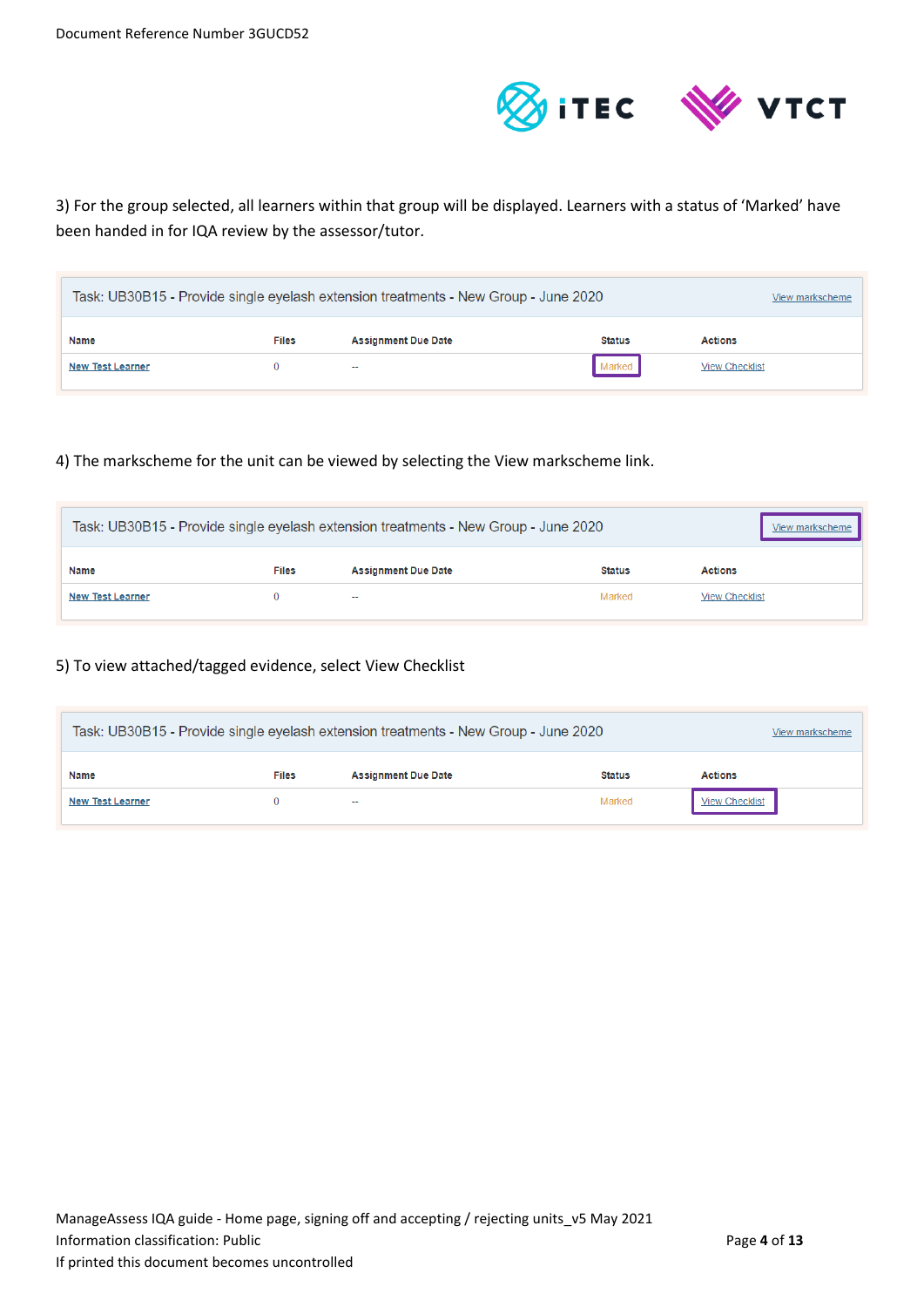3) For the group selected, all learners within that group will be displayed. Learners with a status of 'Marked' have been handed in for IQA review by the assessor/tutor.

Task: UB30B15 - Provide single eyelash extension treatments - New Group - June 2020 — View markscheme

| Name | Files | Assignment Due Date | Status | Actions |
|---|---|---|---|---|
| New Test Learner | 0 | -- | Marked | View Checklist |

4) The markscheme for the unit can be viewed by selecting the View markscheme link.

Task: UB30B15 - Provide single eyelash extension treatments - New Group - June 2020 — View markscheme

| Name | Files | Assignment Due Date | Status | Actions |
|---|---|---|---|---|
| New Test Learner | 0 | -- | Marked | View Checklist |

5) To view attached/tagged evidence, select View Checklist

Task: UB30B15 - Provide single eyelash extension treatments - New Group - June 2020 — View markscheme

| Name | Files | Assignment Due Date | Status | Actions |
|---|---|---|---|---|
| New Test Learner | 0 | -- | Marked | View Checklist |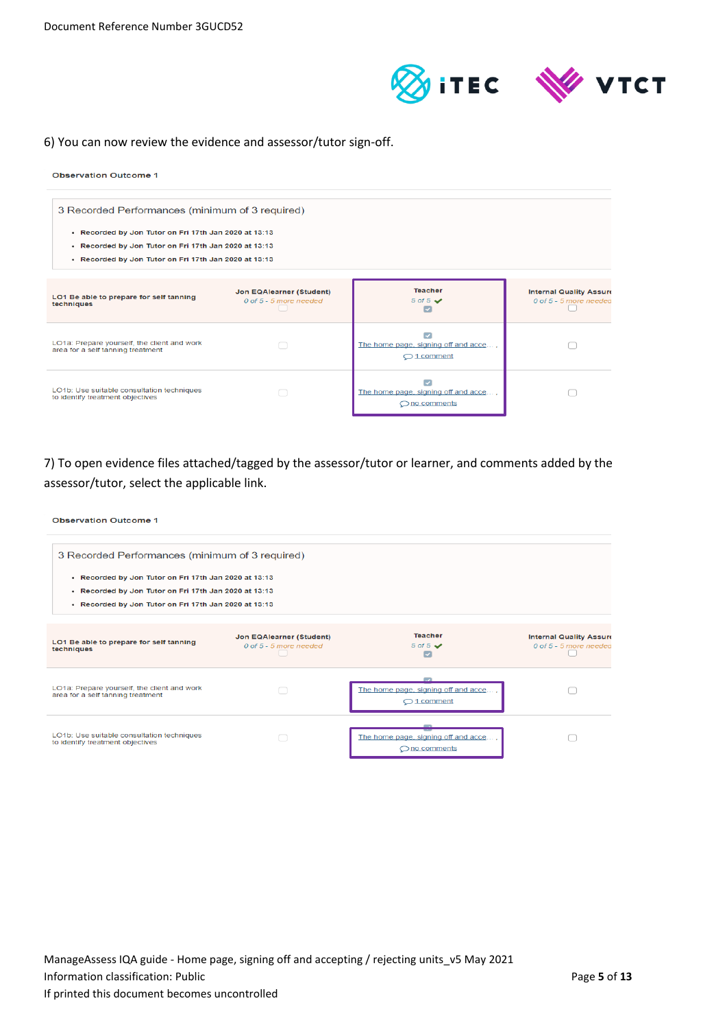6) You can now review the evidence and assessor/tutor sign-off.

Observation Outcome 1

3 Recorded Performances (minimum of 3 required)

- Recorded by Jon Tutor on Fri 17th Jan 2020 at 13:13
- Recorded by Jon Tutor on Fri 17th Jan 2020 at 13:13
- Recorded by Jon Tutor on Fri 17th Jan 2020 at 13:13

| LO1 Be able to prepare for self tanning techniques | Jon EQAlearner (Student) 0 of 5 - 5 more needed | Teacher 5 of 5 | Internal Quality Assure 0 of 5 - 5 more needed |
|---|---|---|---|
| LO1a: Prepare yourself, the client and work area for a self tanning treatment | | The home page, signing off and acce... 1 comment | |
| LO1b: Use suitable consultation techniques to identify treatment objectives | | The home page, signing off and acce... no comments | |

7) To open evidence files attached/tagged by the assessor/tutor or learner, and comments added by the assessor/tutor, select the applicable link.

Observation Outcome 1

3 Recorded Performances (minimum of 3 required)

- Recorded by Jon Tutor on Fri 17th Jan 2020 at 13:13
- Recorded by Jon Tutor on Fri 17th Jan 2020 at 13:13
- Recorded by Jon Tutor on Fri 17th Jan 2020 at 13:13

| LO1 Be able to prepare for self tanning techniques | Jon EQAlearner (Student) 0 of 5 - 5 more needed | Teacher 5 of 5 | Internal Quality Assure 0 of 5 - 5 more needed |
|---|---|---|---|
| LO1a: Prepare yourself, the client and work area for a self tanning treatment | | The home page, signing off and acce... 1 comment | |
| LO1b: Use suitable consultation techniques to identify treatment objectives | | The home page, signing off and acce... no comments | |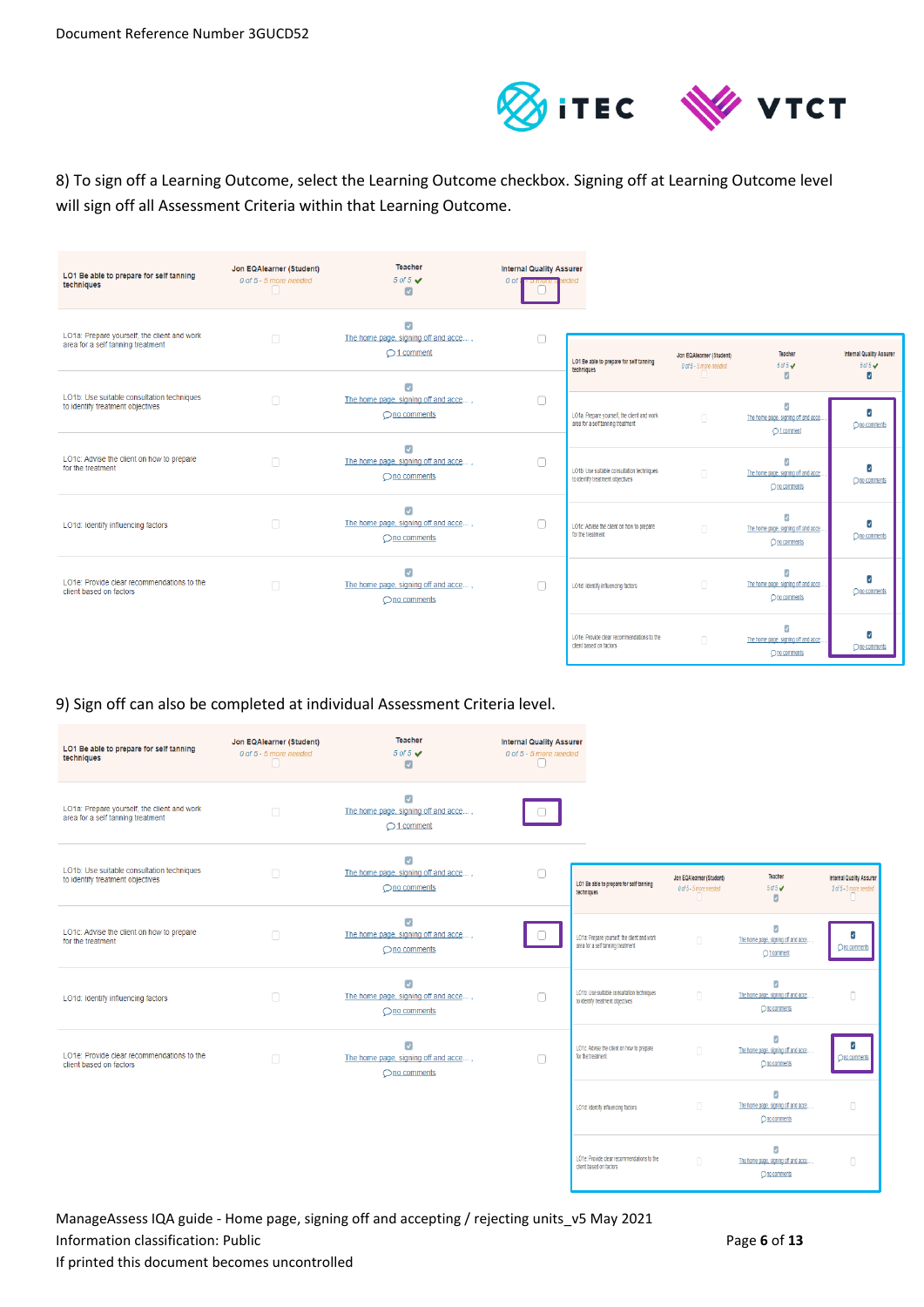8) To sign off a Learning Outcome, select the Learning Outcome checkbox. Signing off at Learning Outcome level will sign off all Assessment Criteria within that Learning Outcome.

| LO1 Be able to prepare for self tanning techniques | Jon EQAlearner (Student) 0 of 5 - 5 more needed | Teacher 5 of 5 ✔ | Internal Quality Assurer 0 of 5 - 5 more needed |
|---|---|---|---|
| LO1a: Prepare yourself, the client and work area for a self tanning treatment | | The home page, signing off and acce... , 1 comment | |
| LO1b: Use suitable consultation techniques to identify treatment objectives | | The home page, signing off and acce... , no comments | |
| LO1c: Advise the client on how to prepare for the treatment | | The home page, signing off and acce... , no comments | |
| LO1d: Identify influencing factors | | The home page, signing off and acce... , no comments | |
| LO1e: Provide clear recommendations to the client based on factors | | The home page, signing off and acce... , no comments | |

| LO1 Be able to prepare for self tanning techniques | Jon EQAlearner (Student) 0 of 5 - 5 more needed | Teacher 5 of 5 ✔ | Internal Quality Assurer 5 of 5 ✔ |
|---|---|---|---|
| LO1a: Prepare yourself, the client and work area for a self tanning treatment | | The home page, signing off and acce... 1 comment | no comments |
| LO1b: Use suitable consultation techniques to identify treatment objectives | | The home page, signing off and acce... no comments | no comments |
| LO1c: Advise the client on how to prepare for the treatment | | The home page, signing off and acce... no comments | no comments |
| LO1d: Identify influencing factors | | The home page, signing off and acce... no comments | no comments |
| LO1e: Provide clear recommendations to the client based on factors | | The home page, signing off and acce... no comments | no comments |

9) Sign off can also be completed at individual Assessment Criteria level.

| LO1 Be able to prepare for self tanning techniques | Jon EQAlearner (Student) 0 of 5 - 5 more needed | Teacher 5 of 5 ✔ | Internal Quality Assurer 0 of 5 - 5 more needed |
|---|---|---|---|
| LO1a: Prepare yourself, the client and work area for a self tanning treatment | | The home page, signing off and acce... , 1 comment | |
| LO1b: Use suitable consultation techniques to identify treatment objectives | | The home page, signing off and acce... , no comments | |
| LO1c: Advise the client on how to prepare for the treatment | | The home page, signing off and acce... , no comments | |
| LO1d: Identify influencing factors | | The home page, signing off and acce... , no comments | |
| LO1e: Provide clear recommendations to the client based on factors | | The home page, signing off and acce... , no comments | |

| LO1 Be able to prepare for self tanning techniques | Jon EQAlearner (Student) 0 of 5 - 5 more needed | Teacher 5 of 5 ✔ | Internal Quality Assurer 2 of 5 - 3 more needed |
|---|---|---|---|
| LO1a: Prepare yourself, the client and work area for a self tanning treatment | | The home page, signing off and acce... 1 comment | no comments |
| LO1b: Use suitable consultation techniques to identify treatment objectives | | The home page, signing off and acce... no comments | |
| LO1c: Advise the client on how to prepare for the treatment | | The home page, signing off and acce... no comments | no comments |
| LO1d: Identify influencing factors | | The home page, signing off and acce... no comments | |
| LO1e: Provide clear recommendations to the client based on factors | | The home page, signing off and acce... no comments | |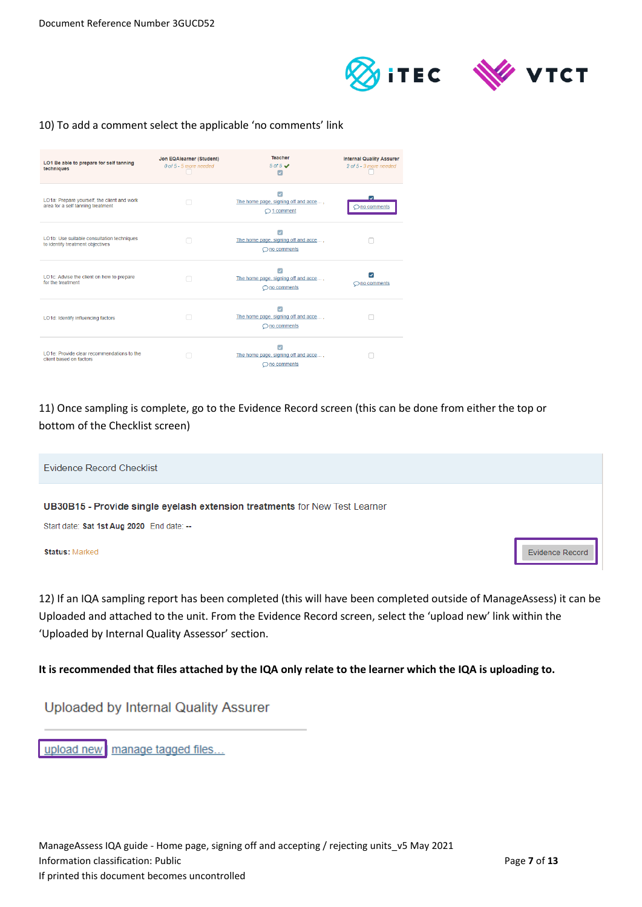10) To add a comment select the applicable 'no comments' link

| LO1 Be able to prepare for self tanning techniques | Jon EQAlearner (Student) 0 of 5 - 5 more needed | Teacher 5 of 5 | Internal Quality Assurer 2 of 5 - 3 more needed |
|---|---|---|---|
| LO1a: Prepare yourself, the client and work area for a self tanning treatment | | The home page, signing off and acce... 1 comment | no comments |
| LO1b: Use suitable consultation techniques to identify treatment objectives | | The home page, signing off and acce... no comments | |
| LO1c: Advise the client on how to prepare for the treatment | | The home page, signing off and acce... no comments | no comments |
| LO1d: Identify influencing factors | | The home page, signing off and acce... no comments | |
| LO1e: Provide clear recommendations to the client based on factors | | The home page, signing off and acce... no comments | |

11) Once sampling is complete, go to the Evidence Record screen (this can be done from either the top or bottom of the Checklist screen)

Evidence Record Checklist

**UB30B15 - Provide single eyelash extension treatments** for New Test Learner

Start date: **Sat 1st Aug 2020** End date: **--**

**Status:** Marked

Evidence Record

12) If an IQA sampling report has been completed (this will have been completed outside of ManageAssess) it can be Uploaded and attached to the unit. From the Evidence Record screen, select the 'upload new' link within the 'Uploaded by Internal Quality Assessor' section.

**It is recommended that files attached by the IQA only relate to the learner which the IQA is uploading to.**

Uploaded by Internal Quality Assurer

upload new manage tagged files...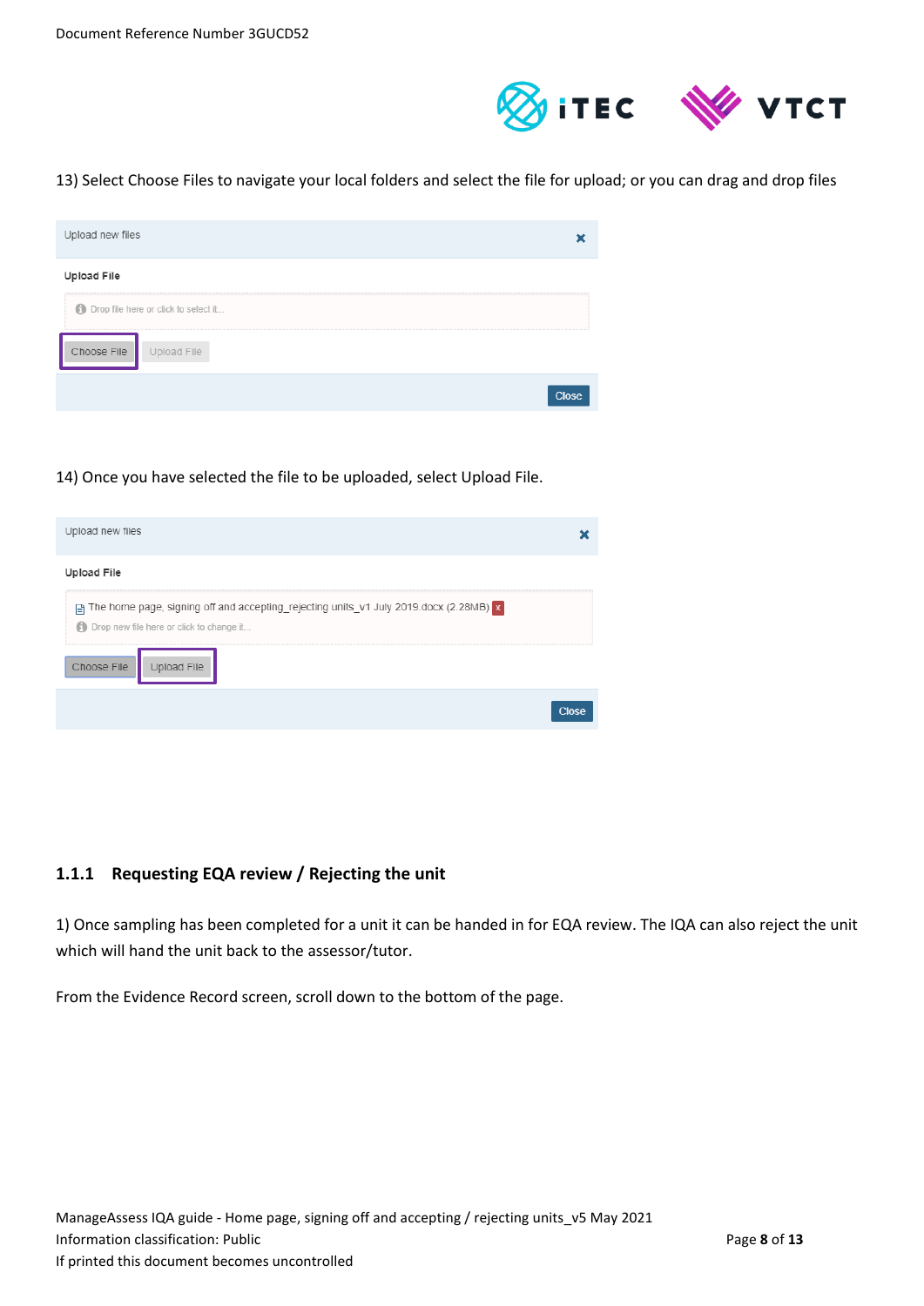13) Select Choose Files to navigate your local folders and select the file for upload; or you can drag and drop files

14) Once you have selected the file to be uploaded, select Upload File.

### 1.1.1 Requesting EQA review / Rejecting the unit

1) Once sampling has been completed for a unit it can be handed in for EQA review. The IQA can also reject the unit which will hand the unit back to the assessor/tutor.

From the Evidence Record screen, scroll down to the bottom of the page.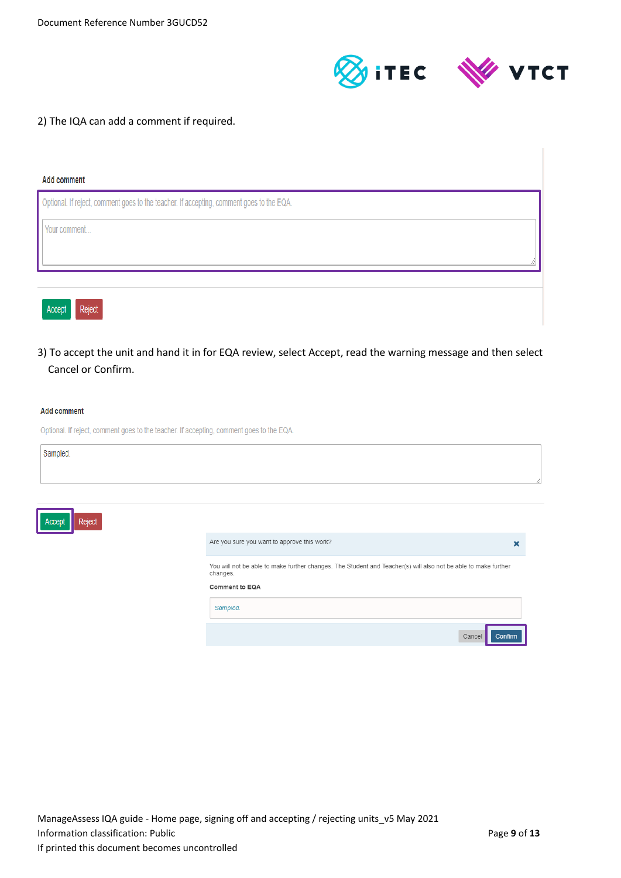2) The IQA can add a comment if required.

Add comment

Optional. If reject, comment goes to the teacher. If accepting, comment goes to the EQA.

Your comment...

Accept Reject

3) To accept the unit and hand it in for EQA review, select Accept, read the warning message and then select Cancel or Confirm.

Add comment

Optional. If reject, comment goes to the teacher. If accepting, comment goes to the EQA.

Sampled.

Accept Reject

Are you sure you want to approve this work?

You will not be able to make further changes. The Student and Teacher(s) will also not be able to make further changes.

Comment to EQA

Sampled.

Cancel Confirm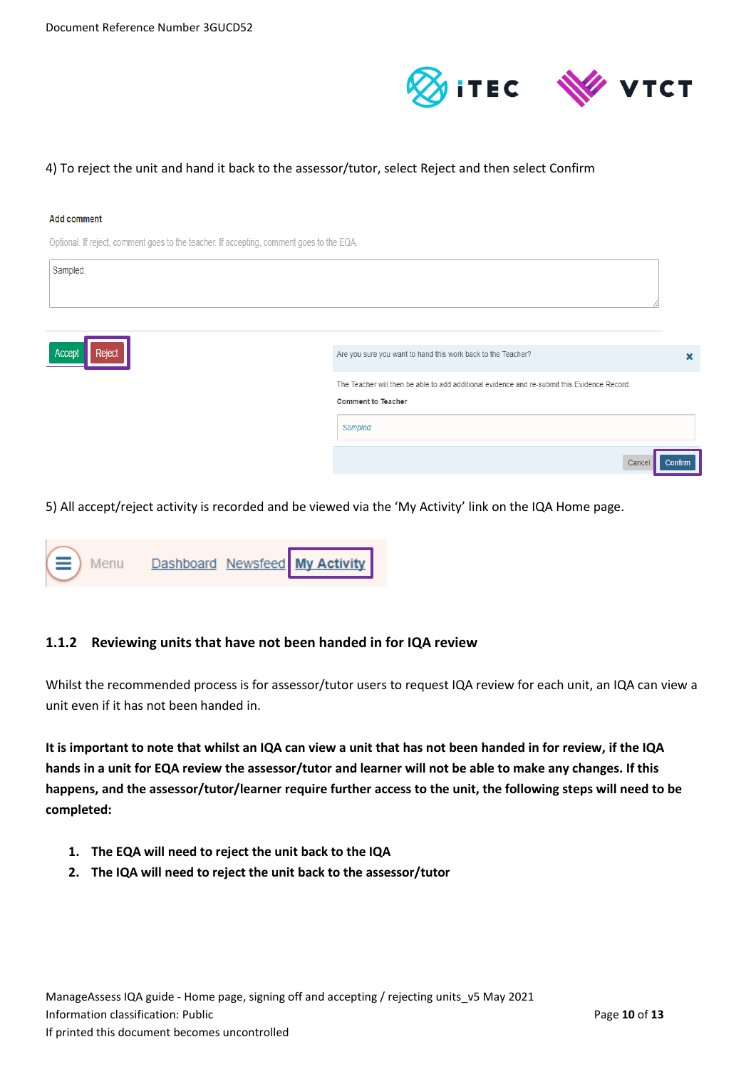4) To reject the unit and hand it back to the assessor/tutor, select Reject and then select Confirm

Add comment

Optional. If reject, comment goes to the teacher. If accepting, comment goes to the EQA.

Sampled.

Accept Reject

Are you sure you want to hand this work back to the Teacher?

The Teacher will then be able to add additional evidence and re-submit this Evidence Record.

Comment to Teacher

Sampled.

Cancel Confirm

5) All accept/reject activity is recorded and be viewed via the 'My Activity' link on the IQA Home page.

Menu Dashboard Newsfeed My Activity

### 1.1.2 Reviewing units that have not been handed in for IQA review

Whilst the recommended process is for assessor/tutor users to request IQA review for each unit, an IQA can view a unit even if it has not been handed in.

**It is important to note that whilst an IQA can view a unit that has not been handed in for review, if the IQA hands in a unit for EQA review the assessor/tutor and learner will not be able to make any changes. If this happens, and the assessor/tutor/learner require further access to the unit, the following steps will need to be completed:**

1. **The EQA will need to reject the unit back to the IQA**
2. **The IQA will need to reject the unit back to the assessor/tutor**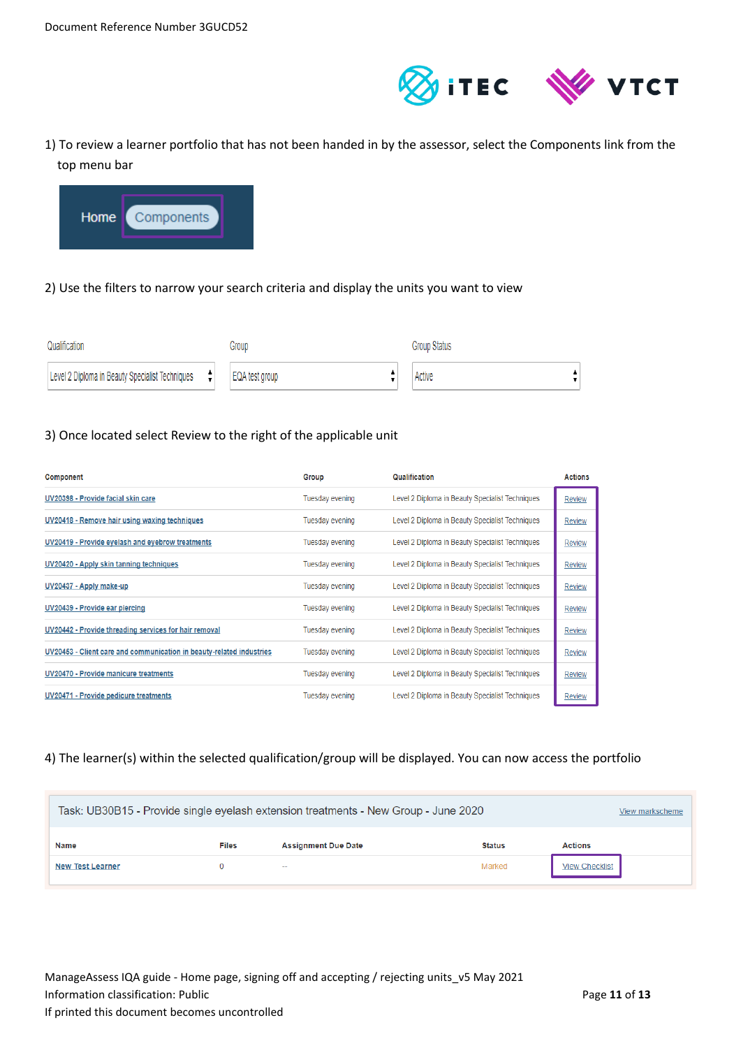1) To review a learner portfolio that has not been handed in by the assessor, select the Components link from the top menu bar

Home | Components

2) Use the filters to narrow your search criteria and display the units you want to view

| Qualification | Group | Group Status |
|---|---|---|
| Level 2 Diploma in Beauty Specialist Techniques | EQA test group | Active |

3) Once located select Review to the right of the applicable unit

| Component | Group | Qualification | Actions |
|---|---|---|---|
| UV20398 - Provide facial skin care | Tuesday evening | Level 2 Diploma in Beauty Specialist Techniques | Review |
| UV20418 - Remove hair using waxing techniques | Tuesday evening | Level 2 Diploma in Beauty Specialist Techniques | Review |
| UV20419 - Provide eyelash and eyebrow treatments | Tuesday evening | Level 2 Diploma in Beauty Specialist Techniques | Review |
| UV20420 - Apply skin tanning techniques | Tuesday evening | Level 2 Diploma in Beauty Specialist Techniques | Review |
| UV20437 - Apply make-up | Tuesday evening | Level 2 Diploma in Beauty Specialist Techniques | Review |
| UV20439 - Provide ear piercing | Tuesday evening | Level 2 Diploma in Beauty Specialist Techniques | Review |
| UV20442 - Provide threading services for hair removal | Tuesday evening | Level 2 Diploma in Beauty Specialist Techniques | Review |
| UV20453 - Client care and communication in beauty-related industries | Tuesday evening | Level 2 Diploma in Beauty Specialist Techniques | Review |
| UV20470 - Provide manicure treatments | Tuesday evening | Level 2 Diploma in Beauty Specialist Techniques | Review |
| UV20471 - Provide pedicure treatments | Tuesday evening | Level 2 Diploma in Beauty Specialist Techniques | Review |

4) The learner(s) within the selected qualification/group will be displayed. You can now access the portfolio

Task: UB30B15 - Provide single eyelash extension treatments - New Group - June 2020 | View markscheme

| Name | Files | Assignment Due Date | Status | Actions |
|---|---|---|---|---|
| New Test Learner | 0 | -- | Marked | View Checklist |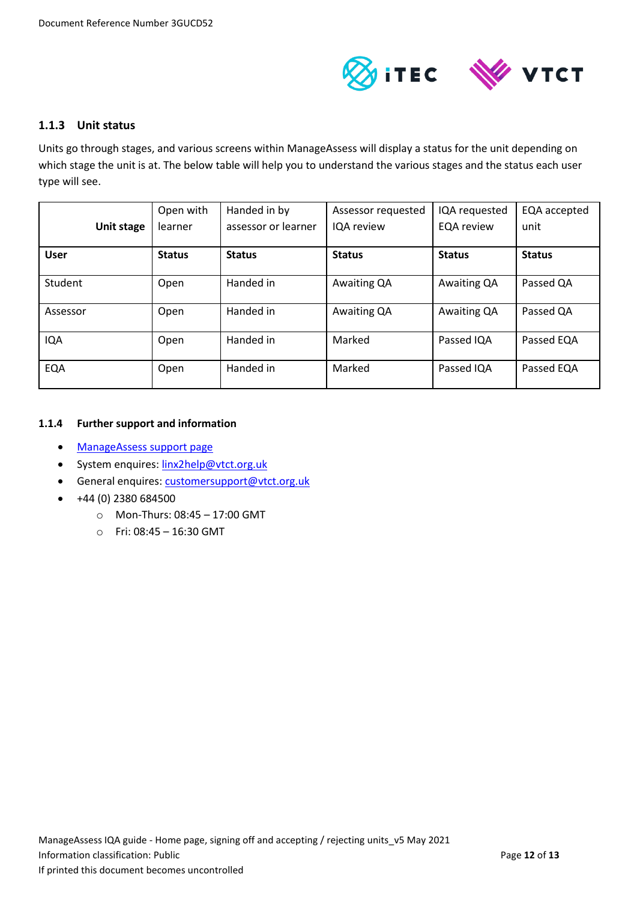### 1.1.3 Unit status

Units go through stages, and various screens within ManageAssess will display a status for the unit depending on which stage the unit is at. The below table will help you to understand the various stages and the status each user type will see.

| Unit stage | Open with learner | Handed in by assessor or learner | Assessor requested IQA review | IQA requested EQA review | EQA accepted unit |
|---|---|---|---|---|---|
| **User** | **Status** | **Status** | **Status** | **Status** | **Status** |
| Student | Open | Handed in | Awaiting QA | Awaiting QA | Passed QA |
| Assessor | Open | Handed in | Awaiting QA | Awaiting QA | Passed QA |
| IQA | Open | Handed in | Marked | Passed IQA | Passed EQA |
| EQA | Open | Handed in | Marked | Passed IQA | Passed EQA |

### 1.1.4 Further support and information

- ManageAssess support page
- System enquires: linx2help@vtct.org.uk
- General enquires: customersupport@vtct.org.uk
- +44 (0) 2380 684500
  - Mon-Thurs: 08:45 – 17:00 GMT
  - Fri: 08:45 – 16:30 GMT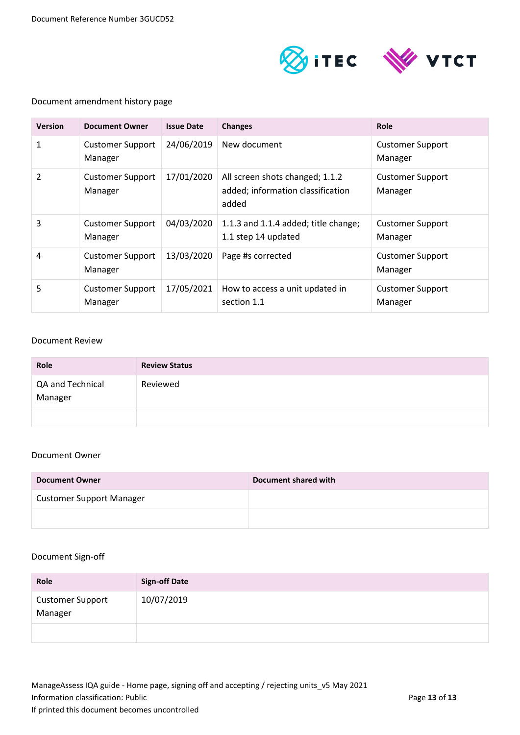Document amendment history page

| Version | Document Owner | Issue Date | Changes | Role |
|---|---|---|---|---|
| 1 | Customer Support Manager | 24/06/2019 | New document | Customer Support Manager |
| 2 | Customer Support Manager | 17/01/2020 | All screen shots changed; 1.1.2 added; information classification added | Customer Support Manager |
| 3 | Customer Support Manager | 04/03/2020 | 1.1.3 and 1.1.4 added; title change; 1.1 step 14 updated | Customer Support Manager |
| 4 | Customer Support Manager | 13/03/2020 | Page #s corrected | Customer Support Manager |
| 5 | Customer Support Manager | 17/05/2021 | How to access a unit updated in section 1.1 | Customer Support Manager |

Document Review

| Role | Review Status |
|---|---|
| QA and Technical Manager | Reviewed |
| | |

Document Owner

| Document Owner | Document shared with |
|---|---|
| Customer Support Manager | |
| | |

Document Sign-off

| Role | Sign-off Date |
|---|---|
| Customer Support Manager | 10/07/2019 |
| | |